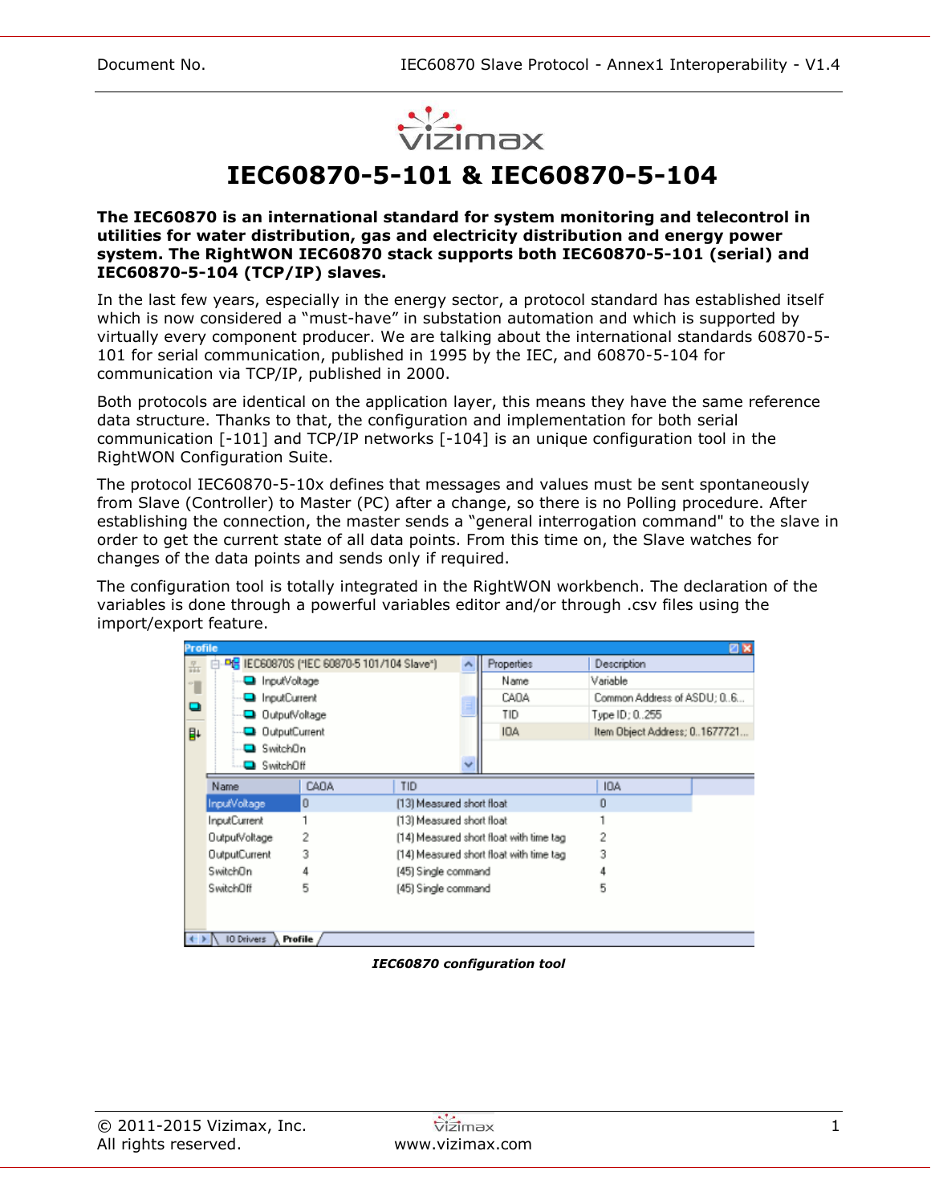# IEC60870-5-101 & IEC60870-5-104

**The IEC60870 is an international standard for system monitoring and telecontrol in utilities for water distribution, gas and electricity distribution and energy power system. The RightWON IEC60870 stack supports both IEC60870-5-101 (serial) and IEC60870-5-104 (TCP/IP) slaves.**

In the last few years, especially in the energy sector, a protocol standard has established itself which is now considered a “must-have” in substation automation and which is supported by virtually every component producer. We are talking about the international standards 60870-5-101 for serial communication, published in 1995 by the IEC, and 60870-5-104 for communication via TCP/IP, published in 2000.

Both protocols are identical on the application layer, this means they have the same reference data structure. Thanks to that, the configuration and implementation for both serial communication [-101] and TCP/IP networks [-104] is an unique configuration tool in the RightWON Configuration Suite.

The protocol IEC60870-5-10x defines that messages and values must be sent spontaneously from Slave (Controller) to Master (PC) after a change, so there is no Polling procedure. After establishing the connection, the master sends a “general interrogation command" to the slave in order to get the current state of all data points. From this time on, the Slave watches for changes of the data points and sends only if required.

The configuration tool is totally integrated in the RightWON workbench. The declaration of the variables is done through a powerful variables editor and/or through .csv files using the import/export feature.

***IEC60870 configuration tool***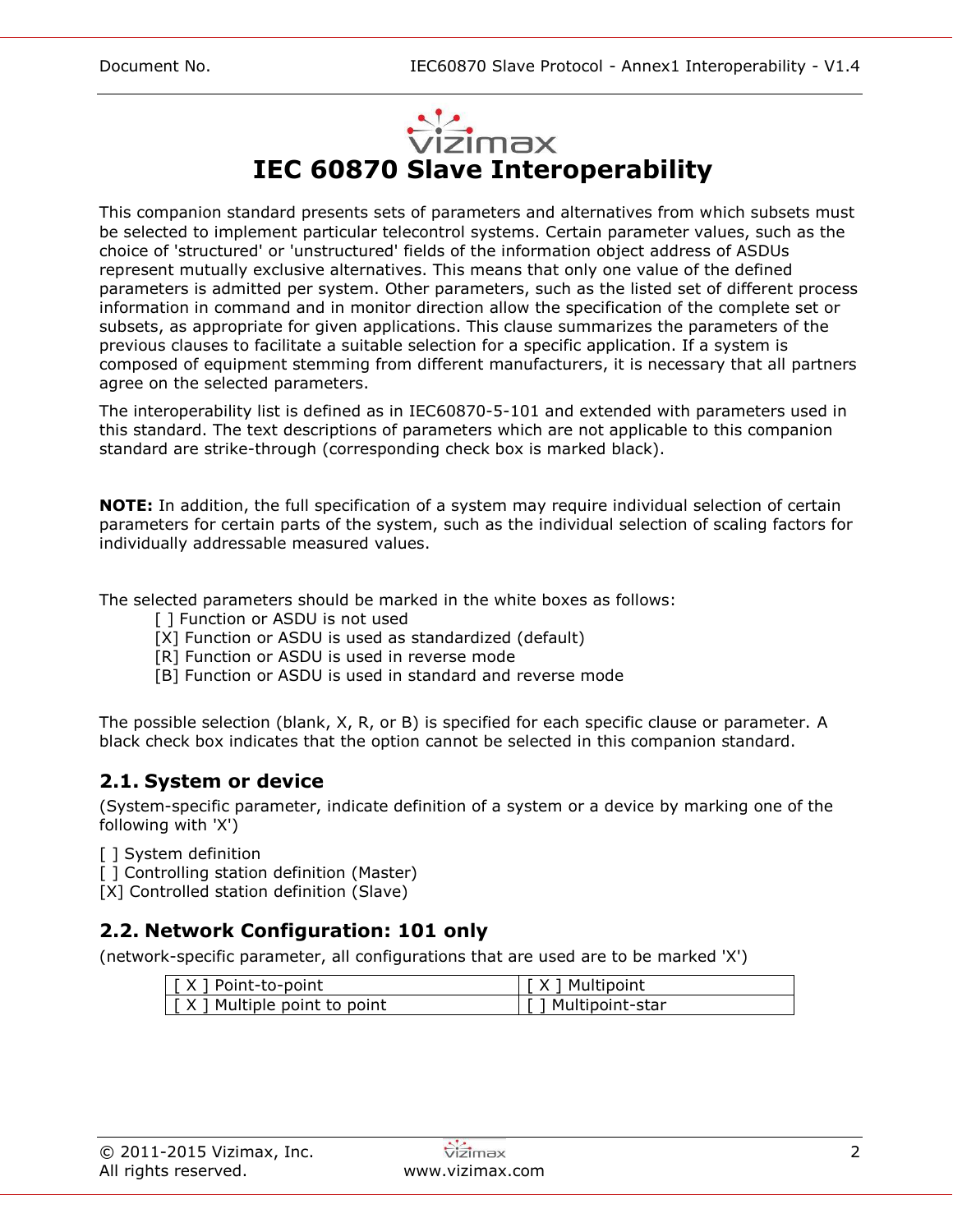# IEC 60870 Slave Interoperability

This companion standard presents sets of parameters and alternatives from which subsets must be selected to implement particular telecontrol systems. Certain parameter values, such as the choice of 'structured' or 'unstructured' fields of the information object address of ASDUs represent mutually exclusive alternatives. This means that only one value of the defined parameters is admitted per system. Other parameters, such as the listed set of different process information in command and in monitor direction allow the specification of the complete set or subsets, as appropriate for given applications. This clause summarizes the parameters of the previous clauses to facilitate a suitable selection for a specific application. If a system is composed of equipment stemming from different manufacturers, it is necessary that all partners agree on the selected parameters.

The interoperability list is defined as in IEC60870-5-101 and extended with parameters used in this standard. The text descriptions of parameters which are not applicable to this companion standard are strike-through (corresponding check box is marked black).

**NOTE:** In addition, the full specification of a system may require individual selection of certain parameters for certain parts of the system, such as the individual selection of scaling factors for individually addressable measured values.

The selected parameters should be marked in the white boxes as follows:

- [ ] Function or ASDU is not used
- [X] Function or ASDU is used as standardized (default)
- [R] Function or ASDU is used in reverse mode
- [B] Function or ASDU is used in standard and reverse mode

The possible selection (blank, X, R, or B) is specified for each specific clause or parameter. A black check box indicates that the option cannot be selected in this companion standard.

## 2.1. System or device

(System-specific parameter, indicate definition of a system or a device by marking one of the following with 'X')

[ ] System definition
[ ] Controlling station definition (Master)
[X] Controlled station definition (Slave)

## 2.2. Network Configuration: 101 only

(network-specific parameter, all configurations that are used are to be marked 'X')

| | |
|---|---|
| [ X ] Point-to-point | [ X ] Multipoint |
| [ X ] Multiple point to point | [ ] Multipoint-star |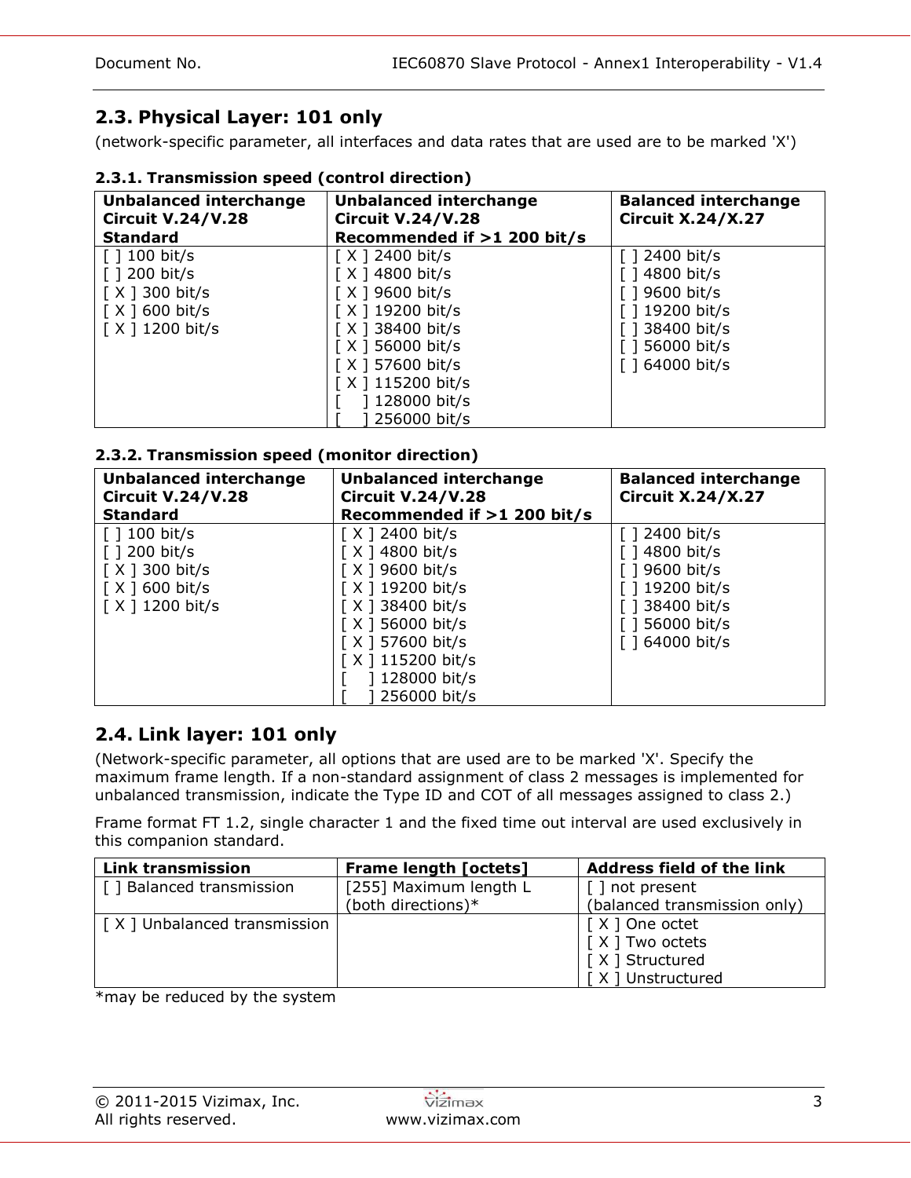## 2.3. Physical Layer: 101 only

(network-specific parameter, all interfaces and data rates that are used are to be marked 'X')

### 2.3.1. Transmission speed (control direction)

| Unbalanced interchange Circuit V.24/V.28 Standard | Unbalanced interchange Circuit V.24/V.28 Recommended if >1 200 bit/s | Balanced interchange Circuit X.24/X.27 |
|---|---|---|
| [ ] 100 bit/s<br>[ ] 200 bit/s<br>[ X ] 300 bit/s<br>[ X ] 600 bit/s<br>[ X ] 1200 bit/s | [ X ] 2400 bit/s<br>[ X ] 4800 bit/s<br>[ X ] 9600 bit/s<br>[ X ] 19200 bit/s<br>[ X ] 38400 bit/s<br>[ X ] 56000 bit/s<br>[ X ] 57600 bit/s<br>[ X ] 115200 bit/s<br>[ ] 128000 bit/s<br>[ ] 256000 bit/s | [ ] 2400 bit/s<br>[ ] 4800 bit/s<br>[ ] 9600 bit/s<br>[ ] 19200 bit/s<br>[ ] 38400 bit/s<br>[ ] 56000 bit/s<br>[ ] 64000 bit/s |

### 2.3.2. Transmission speed (monitor direction)

| Unbalanced interchange Circuit V.24/V.28 Standard | Unbalanced interchange Circuit V.24/V.28 Recommended if >1 200 bit/s | Balanced interchange Circuit X.24/X.27 |
|---|---|---|
| [ ] 100 bit/s<br>[ ] 200 bit/s<br>[ X ] 300 bit/s<br>[ X ] 600 bit/s<br>[ X ] 1200 bit/s | [ X ] 2400 bit/s<br>[ X ] 4800 bit/s<br>[ X ] 9600 bit/s<br>[ X ] 19200 bit/s<br>[ X ] 38400 bit/s<br>[ X ] 56000 bit/s<br>[ X ] 57600 bit/s<br>[ X ] 115200 bit/s<br>[ ] 128000 bit/s<br>[ ] 256000 bit/s | [ ] 2400 bit/s<br>[ ] 4800 bit/s<br>[ ] 9600 bit/s<br>[ ] 19200 bit/s<br>[ ] 38400 bit/s<br>[ ] 56000 bit/s<br>[ ] 64000 bit/s |

## 2.4. Link layer: 101 only

(Network-specific parameter, all options that are used are to be marked 'X'. Specify the maximum frame length. If a non-standard assignment of class 2 messages is implemented for unbalanced transmission, indicate the Type ID and COT of all messages assigned to class 2.)

Frame format FT 1.2, single character 1 and the fixed time out interval are used exclusively in this companion standard.

| Link transmission | Frame length [octets] | Address field of the link |
|---|---|---|
| [ ] Balanced transmission | [255] Maximum length L (both directions)* | [ ] not present (balanced transmission only) |
| [ X ] Unbalanced transmission | | [ X ] One octet<br>[ X ] Two octets<br>[ X ] Structured<br>[ X ] Unstructured |

*may be reduced by the system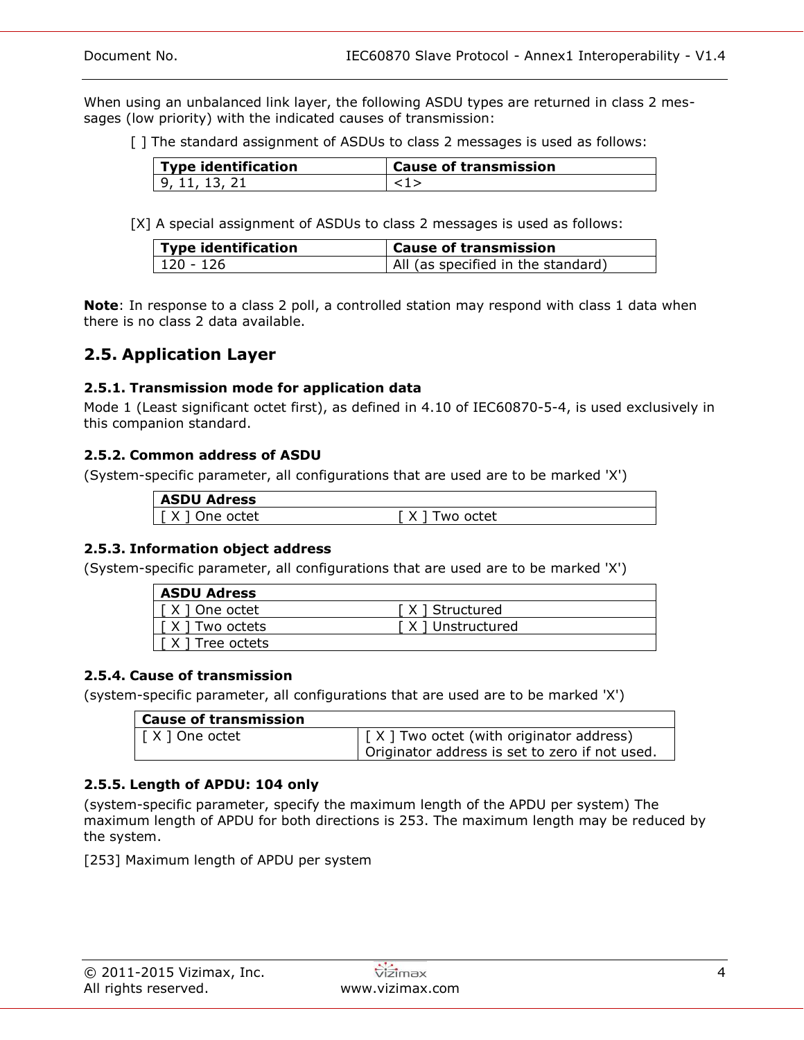When using an unbalanced link layer, the following ASDU types are returned in class 2 messages (low priority) with the indicated causes of transmission:

[ ] The standard assignment of ASDUs to class 2 messages is used as follows:

| Type identification | Cause of transmission |
|---|---|
| 9, 11, 13, 21 | <1> |

[X] A special assignment of ASDUs to class 2 messages is used as follows:

| Type identification | Cause of transmission |
|---|---|
| 120 - 126 | All (as specified in the standard) |

**Note**: In response to a class 2 poll, a controlled station may respond with class 1 data when there is no class 2 data available.

## 2.5. Application Layer

### 2.5.1. Transmission mode for application data

Mode 1 (Least significant octet first), as defined in 4.10 of IEC60870-5-4, is used exclusively in this companion standard.

### 2.5.2. Common address of ASDU

(System-specific parameter, all configurations that are used are to be marked 'X')

| ASDU Adress | |
|---|---|
| [ X ] One octet | [ X ] Two octet |

### 2.5.3. Information object address

(System-specific parameter, all configurations that are used are to be marked 'X')

| ASDU Adress | |
|---|---|
| [ X ] One octet | [ X ] Structured |
| [ X ] Two octets | [ X ] Unstructured |
| [ X ] Tree octets | |

### 2.5.4. Cause of transmission

(system-specific parameter, all configurations that are used are to be marked 'X')

| Cause of transmission | |
|---|---|
| [ X ] One octet | [ X ] Two octet (with originator address) Originator address is set to zero if not used. |

### 2.5.5. Length of APDU: 104 only

(system-specific parameter, specify the maximum length of the APDU per system) The maximum length of APDU for both directions is 253. The maximum length may be reduced by the system.

[253] Maximum length of APDU per system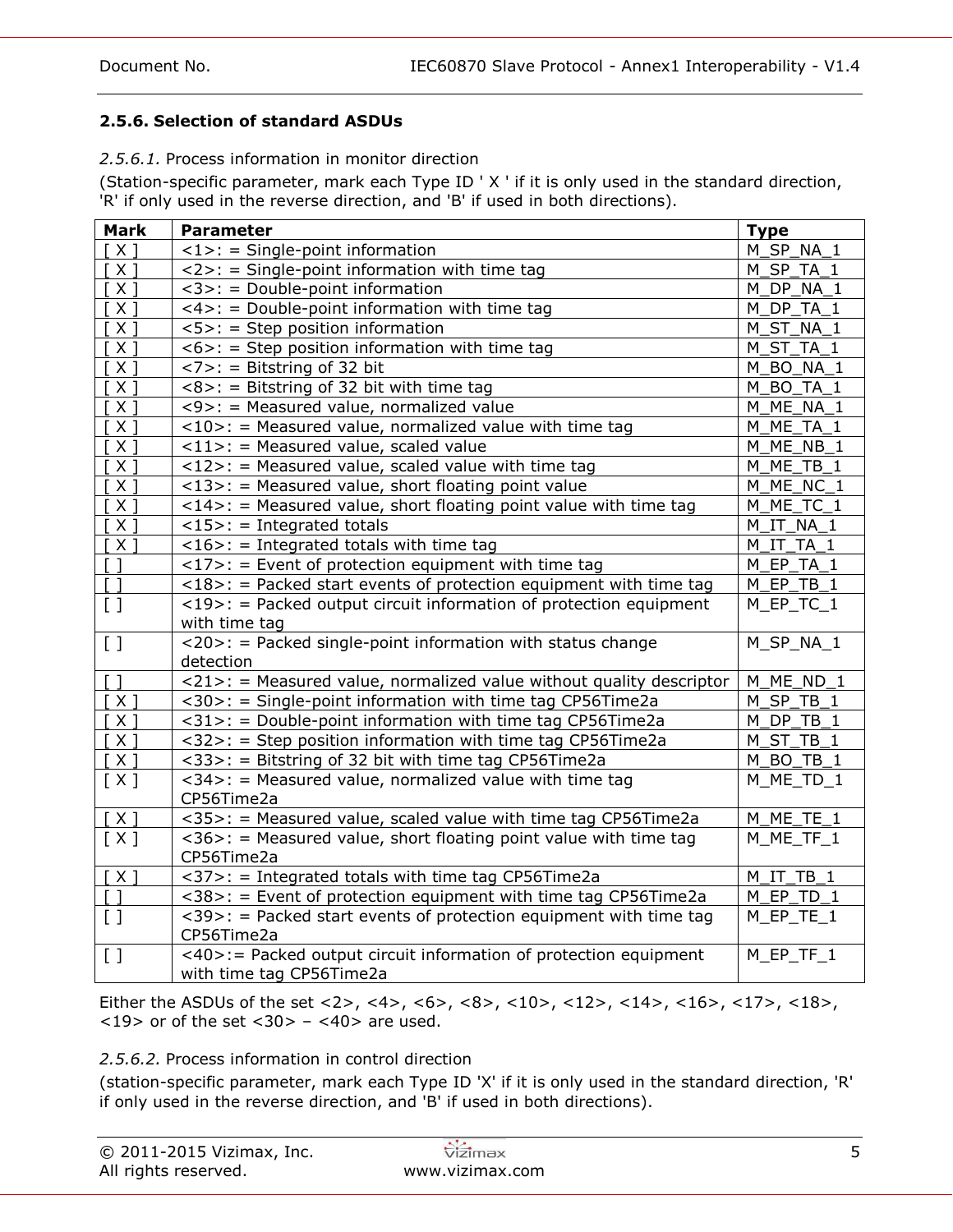### 2.5.6. Selection of standard ASDUs

*2.5.6.1.* Process information in monitor direction

(Station-specific parameter, mark each Type ID ' X ' if it is only used in the standard direction, 'R' if only used in the reverse direction, and 'B' if used in both directions).

| Mark | Parameter | Type |
|---|---|---|
| [ X ] | <1>: = Single-point information | M_SP_NA_1 |
| [ X ] | <2>: = Single-point information with time tag | M_SP_TA_1 |
| [ X ] | <3>: = Double-point information | M_DP_NA_1 |
| [ X ] | <4>: = Double-point information with time tag | M_DP_TA_1 |
| [ X ] | <5>: = Step position information | M_ST_NA_1 |
| [ X ] | <6>: = Step position information with time tag | M_ST_TA_1 |
| [ X ] | <7>: = Bitstring of 32 bit | M_BO_NA_1 |
| [ X ] | <8>: = Bitstring of 32 bit with time tag | M_BO_TA_1 |
| [ X ] | <9>: = Measured value, normalized value | M_ME_NA_1 |
| [ X ] | <10>: = Measured value, normalized value with time tag | M_ME_TA_1 |
| [ X ] | <11>: = Measured value, scaled value | M_ME_NB_1 |
| [ X ] | <12>: = Measured value, scaled value with time tag | M_ME_TB_1 |
| [ X ] | <13>: = Measured value, short floating point value | M_ME_NC_1 |
| [ X ] | <14>: = Measured value, short floating point value with time tag | M_ME_TC_1 |
| [ X ] | <15>: = Integrated totals | M_IT_NA_1 |
| [ X ] | <16>: = Integrated totals with time tag | M_IT_TA_1 |
| [ ] | <17>: = Event of protection equipment with time tag | M_EP_TA_1 |
| [ ] | <18>: = Packed start events of protection equipment with time tag | M_EP_TB_1 |
| [ ] | <19>: = Packed output circuit information of protection equipment with time tag | M_EP_TC_1 |
| [ ] | <20>: = Packed single-point information with status change detection | M_SP_NA_1 |
| [ ] | <21>: = Measured value, normalized value without quality descriptor | M_ME_ND_1 |
| [ X ] | <30>: = Single-point information with time tag CP56Time2a | M_SP_TB_1 |
| [ X ] | <31>: = Double-point information with time tag CP56Time2a | M_DP_TB_1 |
| [ X ] | <32>: = Step position information with time tag CP56Time2a | M_ST_TB_1 |
| [ X ] | <33>: = Bitstring of 32 bit with time tag CP56Time2a | M_BO_TB_1 |
| [ X ] | <34>: = Measured value, normalized value with time tag CP56Time2a | M_ME_TD_1 |
| [ X ] | <35>: = Measured value, scaled value with time tag CP56Time2a | M_ME_TE_1 |
| [ X ] | <36>: = Measured value, short floating point value with time tag CP56Time2a | M_ME_TF_1 |
| [ X ] | <37>: = Integrated totals with time tag CP56Time2a | M_IT_TB_1 |
| [ ] | <38>: = Event of protection equipment with time tag CP56Time2a | M_EP_TD_1 |
| [ ] | <39>: = Packed start events of protection equipment with time tag CP56Time2a | M_EP_TE_1 |
| [ ] | <40>:= Packed output circuit information of protection equipment with time tag CP56Time2a | M_EP_TF_1 |

Either the ASDUs of the set <2>, <4>, <6>, <8>, <10>, <12>, <14>, <16>, <17>, <18>, <19> or of the set <30> – <40> are used.

*2.5.6.2.* Process information in control direction

(station-specific parameter, mark each Type ID 'X' if it is only used in the standard direction, 'R' if only used in the reverse direction, and 'B' if used in both directions).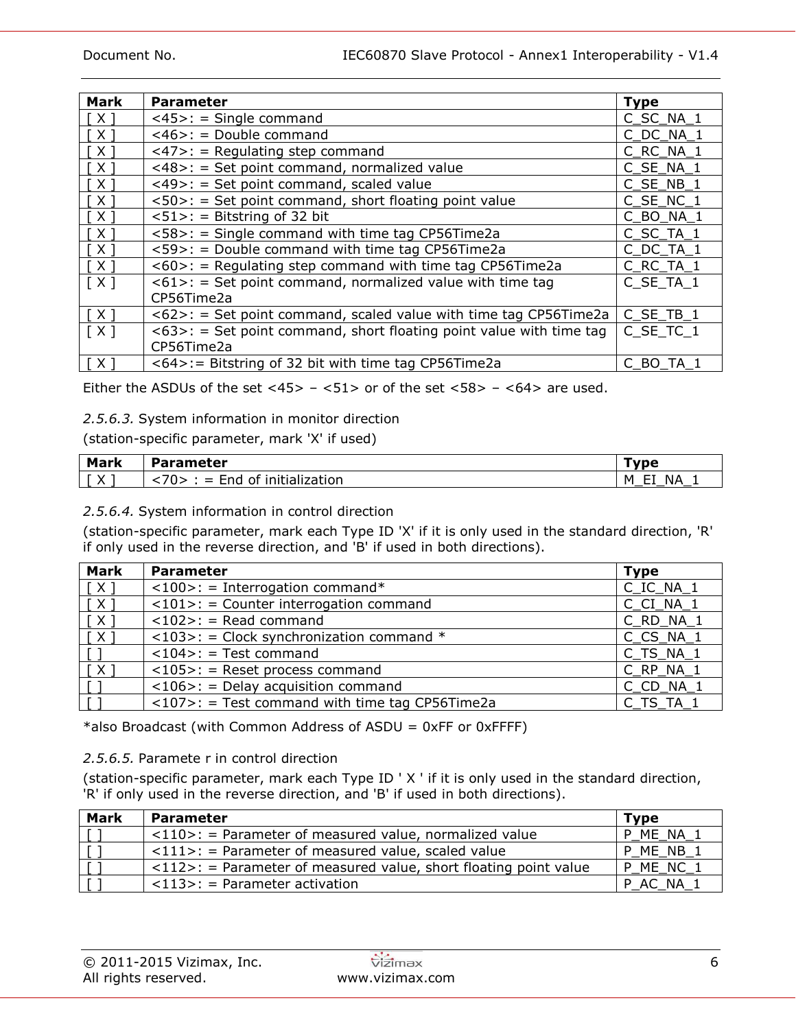| Mark | Parameter | Type |
|---|---|---|
| [ X ] | <45>: = Single command | C_SC_NA_1 |
| [ X ] | <46>: = Double command | C_DC_NA_1 |
| [ X ] | <47>: = Regulating step command | C_RC_NA_1 |
| [ X ] | <48>: = Set point command, normalized value | C_SE_NA_1 |
| [ X ] | <49>: = Set point command, scaled value | C_SE_NB_1 |
| [ X ] | <50>: = Set point command, short floating point value | C_SE_NC_1 |
| [ X ] | <51>: = Bitstring of 32 bit | C_BO_NA_1 |
| [ X ] | <58>: = Single command with time tag CP56Time2a | C_SC_TA_1 |
| [ X ] | <59>: = Double command with time tag CP56Time2a | C_DC_TA_1 |
| [ X ] | <60>: = Regulating step command with time tag CP56Time2a | C_RC_TA_1 |
| [ X ] | <61>: = Set point command, normalized value with time tag CP56Time2a | C_SE_TA_1 |
| [ X ] | <62>: = Set point command, scaled value with time tag CP56Time2a | C_SE_TB_1 |
| [ X ] | <63>: = Set point command, short floating point value with time tag CP56Time2a | C_SE_TC_1 |
| [ X ] | <64>:= Bitstring of 32 bit with time tag CP56Time2a | C_BO_TA_1 |

Either the ASDUs of the set <45> – <51> or of the set <58> – <64> are used.

*2.5.6.3.* System information in monitor direction

(station-specific parameter, mark 'X' if used)

| Mark | Parameter | Type |
|---|---|---|
| [ X ] | <70> : = End of initialization | M_EI_NA_1 |

*2.5.6.4.* System information in control direction

(station-specific parameter, mark each Type ID 'X' if it is only used in the standard direction, 'R' if only used in the reverse direction, and 'B' if used in both directions).

| Mark | Parameter | Type |
|---|---|---|
| [ X ] | <100>: = Interrogation command* | C_IC_NA_1 |
| [ X ] | <101>: = Counter interrogation command | C_CI_NA_1 |
| [ X ] | <102>: = Read command | C_RD_NA_1 |
| [ X ] | <103>: = Clock synchronization command * | C_CS_NA_1 |
| [ ] | <104>: = Test command | C_TS_NA_1 |
| [ X ] | <105>: = Reset process command | C_RP_NA_1 |
| [ ] | <106>: = Delay acquisition command | C_CD_NA_1 |
| [ ] | <107>: = Test command with time tag CP56Time2a | C_TS_TA_1 |

*also Broadcast (with Common Address of ASDU = 0xFF or 0xFFFF)

*2.5.6.5.* Paramete r in control direction

(station-specific parameter, mark each Type ID ' X ' if it is only used in the standard direction, 'R' if only used in the reverse direction, and 'B' if used in both directions).

| Mark | Parameter | Type |
|---|---|---|
| [ ] | <110>: = Parameter of measured value, normalized value | P_ME_NA_1 |
| [ ] | <111>: = Parameter of measured value, scaled value | P_ME_NB_1 |
| [ ] | <112>: = Parameter of measured value, short floating point value | P_ME_NC_1 |
| [ ] | <113>: = Parameter activation | P_AC_NA_1 |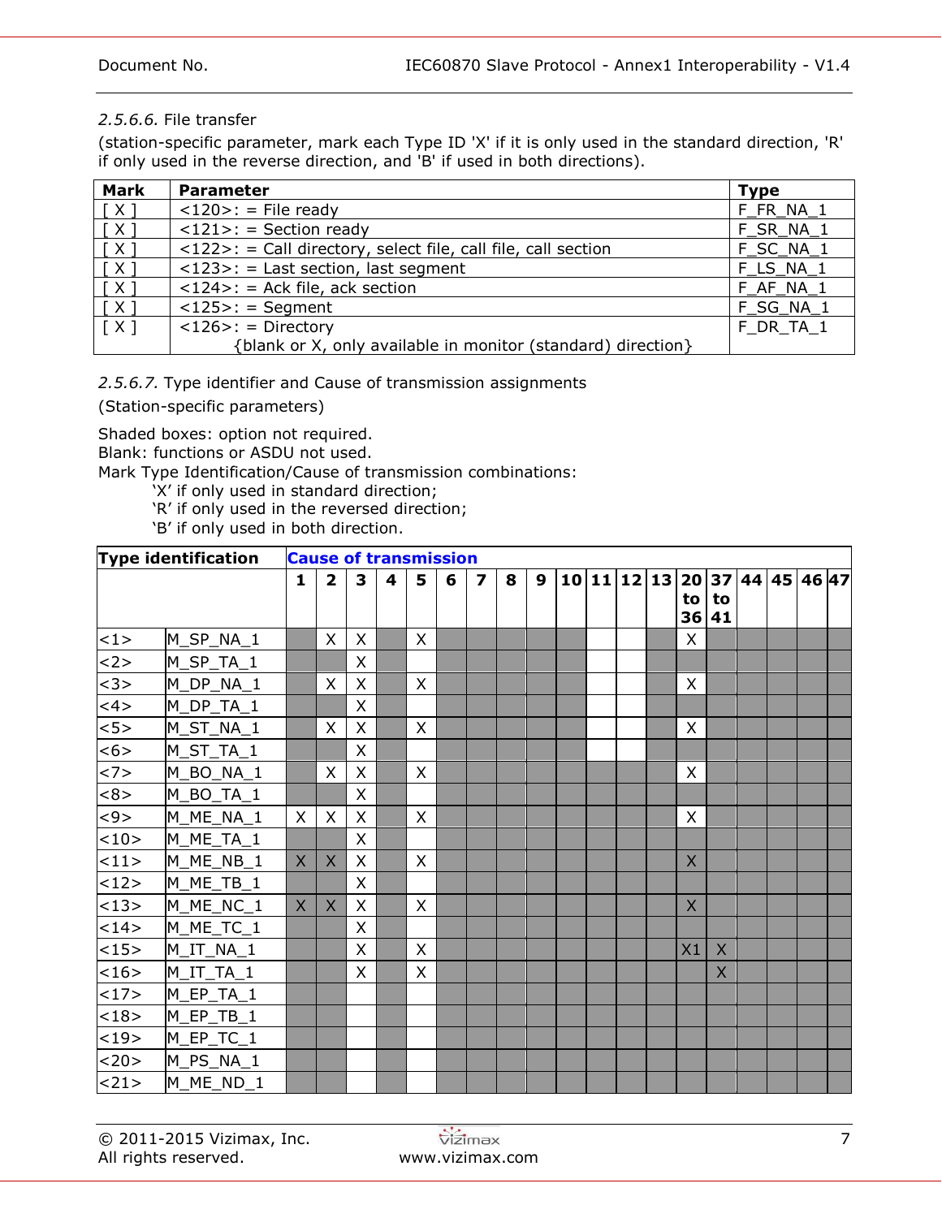*2.5.6.6.* File transfer

(station-specific parameter, mark each Type ID 'X' if it is only used in the standard direction, 'R' if only used in the reverse direction, and 'B' if used in both directions).

| Mark | Parameter | Type |
|---|---|---|
| [ X ] | <120>: = File ready | F_FR_NA_1 |
| [ X ] | <121>: = Section ready | F_SR_NA_1 |
| [ X ] | <122>: = Call directory, select file, call file, call section | F_SC_NA_1 |
| [ X ] | <123>: = Last section, last segment | F_LS_NA_1 |
| [ X ] | <124>: = Ack file, ack section | F_AF_NA_1 |
| [ X ] | <125>: = Segment | F_SG_NA_1 |
| [ X ] | <126>: = Directory {blank or X, only available in monitor (standard) direction} | F_DR_TA_1 |

*2.5.6.7.* Type identifier and Cause of transmission assignments

(Station-specific parameters)

Shaded boxes: option not required.
Blank: functions or ASDU not used.
Mark Type Identification/Cause of transmission combinations:

- 'X' if only used in standard direction;
- 'R' if only used in the reversed direction;
- 'B' if only used in both direction.

| Type identification | | Cause of transmission | | | | | | | | | | | | | | | | | | |
|---|---|---|---|---|---|---|---|---|---|---|---|---|---|---|---|---|---|---|---|---|
| | | 1 | 2 | 3 | 4 | 5 | 6 | 7 | 8 | 9 | 10 | 11 | 12 | 13 | 20 to 36 | 37 to 41 | 44 | 45 | 46 | 47 |
| <1> | M_SP_NA_1 | | X | X | | X | | | | | | | | | X | | | | | |
| <2> | M_SP_TA_1 | | | X | | | | | | | | | | | | | | | | |
| <3> | M_DP_NA_1 | | X | X | | X | | | | | | | | | X | | | | | |
| <4> | M_DP_TA_1 | | | X | | | | | | | | | | | | | | | | |
| <5> | M_ST_NA_1 | | X | X | | X | | | | | | | | | X | | | | | |
| <6> | M_ST_TA_1 | | | X | | | | | | | | | | | | | | | | |
| <7> | M_BO_NA_1 | | X | X | | X | | | | | | | | | X | | | | | |
| <8> | M_BO_TA_1 | | | X | | | | | | | | | | | | | | | | |
| <9> | M_ME_NA_1 | X | X | X | | X | | | | | | | | | X | | | | | |
| <10> | M_ME_TA_1 | | | X | | | | | | | | | | | | | | | | |
| <11> | M_ME_NB_1 | X | X | X | | X | | | | | | | | | X | | | | | |
| <12> | M_ME_TB_1 | | | X | | | | | | | | | | | | | | | | |
| <13> | M_ME_NC_1 | X | X | X | | X | | | | | | | | | X | | | | | |
| <14> | M_ME_TC_1 | | | X | | | | | | | | | | | | | | | | |
| <15> | M_IT_NA_1 | | | X | | X | | | | | | | | | X1 | X | | | | |
| <16> | M_IT_TA_1 | | | X | | X | | | | | | | | | | X | | | | |
| <17> | M_EP_TA_1 | | | | | | | | | | | | | | | | | | | |
| <18> | M_EP_TB_1 | | | | | | | | | | | | | | | | | | | |
| <19> | M_EP_TC_1 | | | | | | | | | | | | | | | | | | | |
| <20> | M_PS_NA_1 | | | | | | | | | | | | | | | | | | | |
| <21> | M_ME_ND_1 | | | | | | | | | | | | | | | | | | | |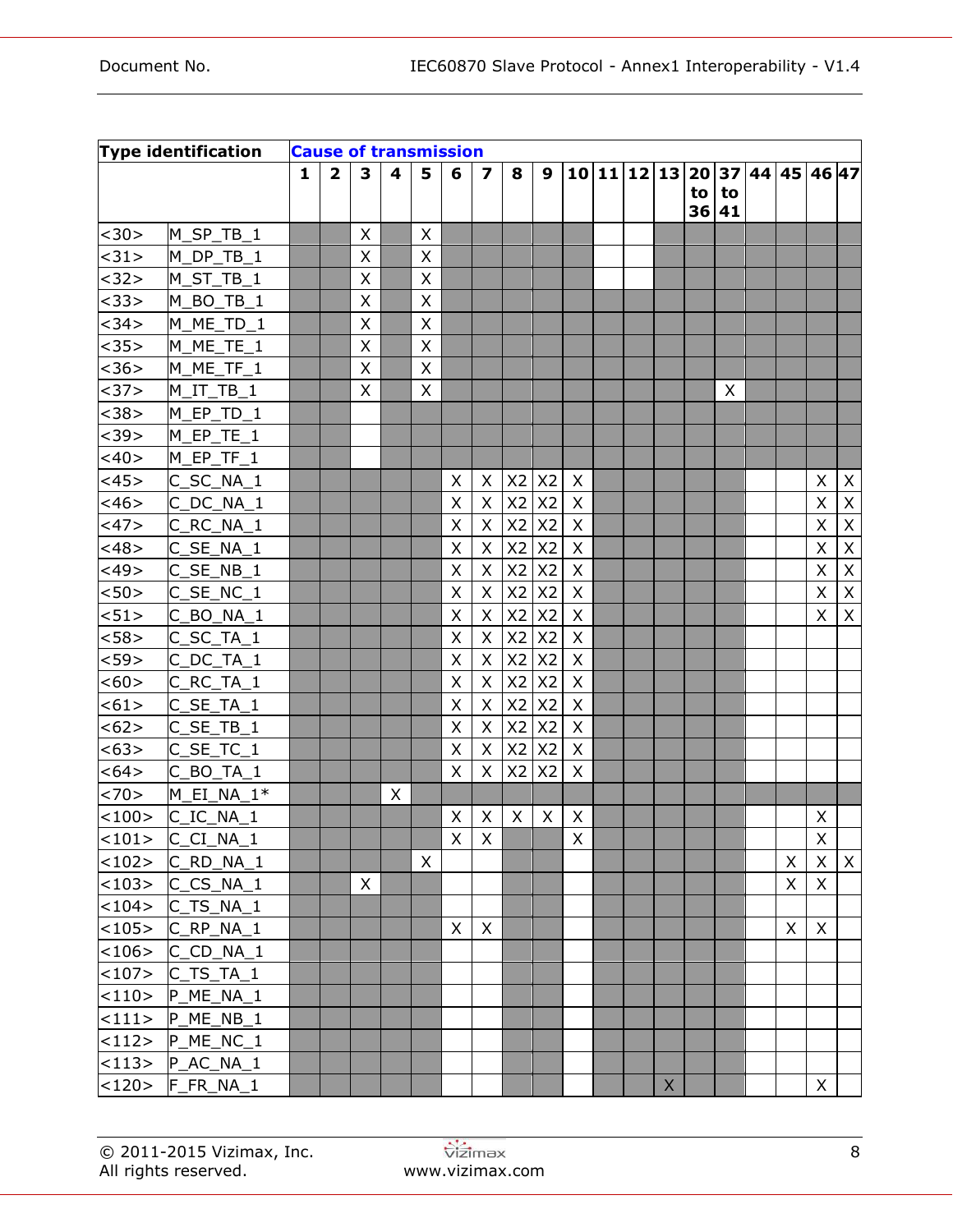| Type identification | | Cause of transmission | | | | | | | | | | | | | | | | | | |
|---|---|---|---|---|---|---|---|---|---|---|---|---|---|---|---|---|---|---|---|---|
| | | 1 | 2 | 3 | 4 | 5 | 6 | 7 | 8 | 9 | 10 | 11 | 12 | 13 | 20 to 36 | 37 to 41 | 44 | 45 | 46 | 47 |
| <30> | M_SP_TB_1 | | | X | | X | | | | | | | | | | | | | | |
| <31> | M_DP_TB_1 | | | X | | X | | | | | | | | | | | | | | |
| <32> | M_ST_TB_1 | | | X | | X | | | | | | | | | | | | | | |
| <33> | M_BO_TB_1 | | | X | | X | | | | | | | | | | | | | | |
| <34> | M_ME_TD_1 | | | X | | X | | | | | | | | | | | | | | |
| <35> | M_ME_TE_1 | | | X | | X | | | | | | | | | | | | | | |
| <36> | M_ME_TF_1 | | | X | | X | | | | | | | | | | | | | | |
| <37> | M_IT_TB_1 | | | X | | X | | | | | | | | | | X | | | | |
| <38> | M_EP_TD_1 | | | | | | | | | | | | | | | | | | | |
| <39> | M_EP_TE_1 | | | | | | | | | | | | | | | | | | | |
| <40> | M_EP_TF_1 | | | | | | | | | | | | | | | | | | | |
| <45> | C_SC_NA_1 | | | | | | X | X | X2 | X2 | X | | | | | | | | X | X |
| <46> | C_DC_NA_1 | | | | | | X | X | X2 | X2 | X | | | | | | | | X | X |
| <47> | C_RC_NA_1 | | | | | | X | X | X2 | X2 | X | | | | | | | | X | X |
| <48> | C_SE_NA_1 | | | | | | X | X | X2 | X2 | X | | | | | | | | X | X |
| <49> | C_SE_NB_1 | | | | | | X | X | X2 | X2 | X | | | | | | | | X | X |
| <50> | C_SE_NC_1 | | | | | | X | X | X2 | X2 | X | | | | | | | | X | X |
| <51> | C_BO_NA_1 | | | | | | X | X | X2 | X2 | X | | | | | | | | X | X |
| <58> | C_SC_TA_1 | | | | | | X | X | X2 | X2 | X | | | | | | | | | |
| <59> | C_DC_TA_1 | | | | | | X | X | X2 | X2 | X | | | | | | | | | |
| <60> | C_RC_TA_1 | | | | | | X | X | X2 | X2 | X | | | | | | | | | |
| <61> | C_SE_TA_1 | | | | | | X | X | X2 | X2 | X | | | | | | | | | |
| <62> | C_SE_TB_1 | | | | | | X | X | X2 | X2 | X | | | | | | | | | |
| <63> | C_SE_TC_1 | | | | | | X | X | X2 | X2 | X | | | | | | | | | |
| <64> | C_BO_TA_1 | | | | | | X | X | X2 | X2 | X | | | | | | | | | |
| <70> | M_EI_NA_1* | | | | X | | | | | | | | | | | | | | | |
| <100> | C_IC_NA_1 | | | | | | X | X | X | X | X | | | | | | | | X | |
| <101> | C_CI_NA_1 | | | | | | X | X | | | X | | | | | | | | X | |
| <102> | C_RD_NA_1 | | | | | X | | | | | | | | | | | | X | X | X |
| <103> | C_CS_NA_1 | | | X | | | | | | | | | | | | | | X | X | |
| <104> | C_TS_NA_1 | | | | | | | | | | | | | | | | | | | |
| <105> | C_RP_NA_1 | | | | | | X | X | | | | | | | | | | X | X | |
| <106> | C_CD_NA_1 | | | | | | | | | | | | | | | | | | | |
| <107> | C_TS_TA_1 | | | | | | | | | | | | | | | | | | | |
| <110> | P_ME_NA_1 | | | | | | | | | | | | | | | | | | | |
| <111> | P_ME_NB_1 | | | | | | | | | | | | | | | | | | | |
| <112> | P_ME_NC_1 | | | | | | | | | | | | | | | | | | | |
| <113> | P_AC_NA_1 | | | | | | | | | | | | | | | | | | | |
| <120> | F_FR_NA_1 | | | | | | | | | | | | | X | | | | | X | |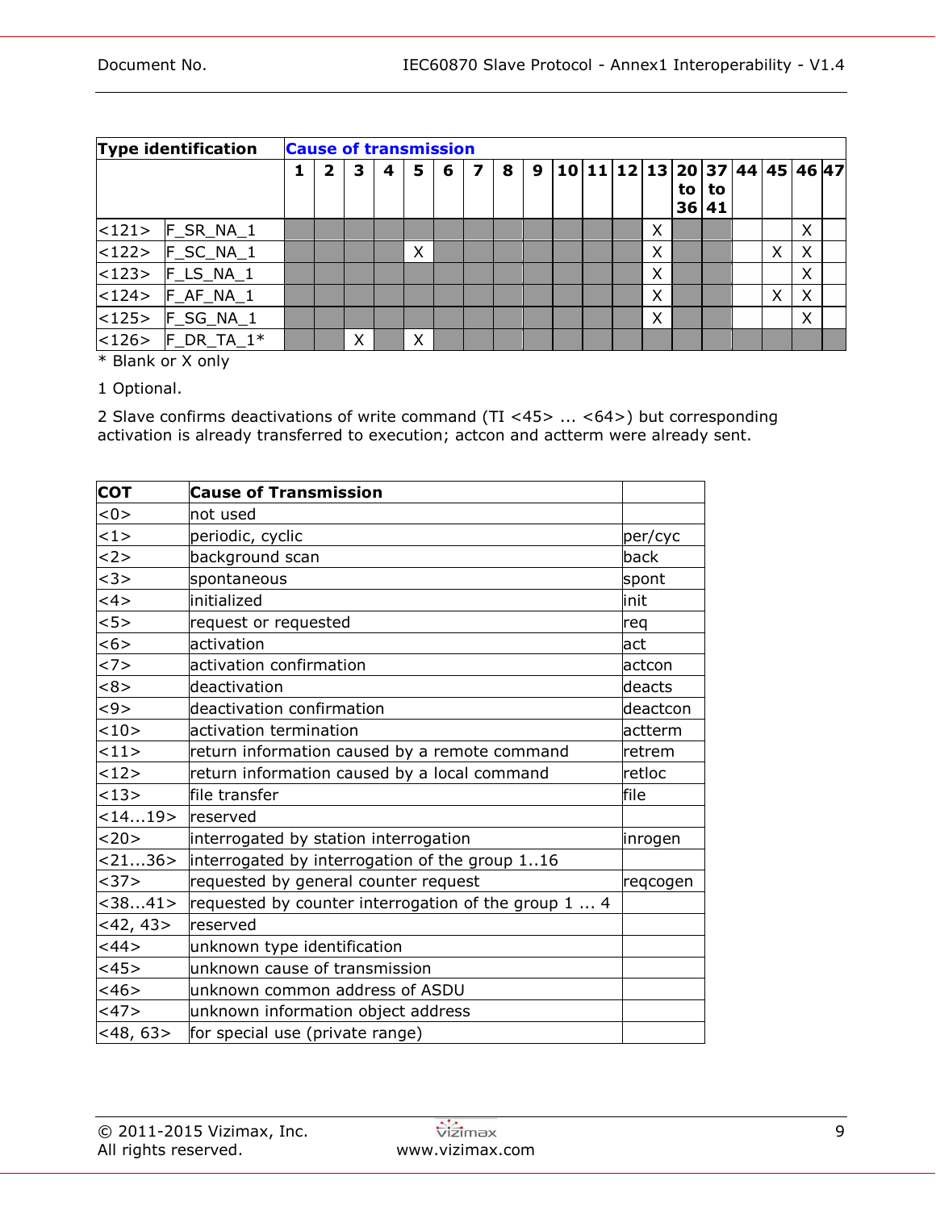| Type identification | | Cause of transmission | | | | | | | | | | | | | | | | | | |
|---|---|---|---|---|---|---|---|---|---|---|---|---|---|---|---|---|---|---|---|---|
| | | 1 | 2 | 3 | 4 | 5 | 6 | 7 | 8 | 9 | 10 | 11 | 12 | 13 | 20 to 36 | 37 to 41 | 44 | 45 | 46 | 47 |
| <121> | F_SR_NA_1 | | | | | | | | | | | | | X | | | | | X | |
| <122> | F_SC_NA_1 | | | | | X | | | | | | | | X | | | | X | X | |
| <123> | F_LS_NA_1 | | | | | | | | | | | | | X | | | | | X | |
| <124> | F_AF_NA_1 | | | | | | | | | | | | | X | | | | X | X | |
| <125> | F_SG_NA_1 | | | | | | | | | | | | | X | | | | | X | |
| <126> | F_DR_TA_1* | | | X | | X | | | | | | | | | | | | | | |

* Blank or X only

1 Optional.

2 Slave confirms deactivations of write command (TI <45> ... <64>) but corresponding activation is already transferred to execution; actcon and actterm were already sent.

| COT | Cause of Transmission | |
|---|---|---|
| <0> | not used | |
| <1> | periodic, cyclic | per/cyc |
| <2> | background scan | back |
| <3> | spontaneous | spont |
| <4> | initialized | init |
| <5> | request or requested | req |
| <6> | activation | act |
| <7> | activation confirmation | actcon |
| <8> | deactivation | deacts |
| <9> | deactivation confirmation | deactcon |
| <10> | activation termination | actterm |
| <11> | return information caused by a remote command | retrem |
| <12> | return information caused by a local command | retloc |
| <13> | file transfer | file |
| <14...19> | reserved | |
| <20> | interrogated by station interrogation | inrogen |
| <21...36> | interrogated by interrogation of the group 1..16 | |
| <37> | requested by general counter request | reqcogen |
| <38...41> | requested by counter interrogation of the group 1 ... 4 | |
| <42, 43> | reserved | |
| <44> | unknown type identification | |
| <45> | unknown cause of transmission | |
| <46> | unknown common address of ASDU | |
| <47> | unknown information object address | |
| <48, 63> | for special use (private range) | |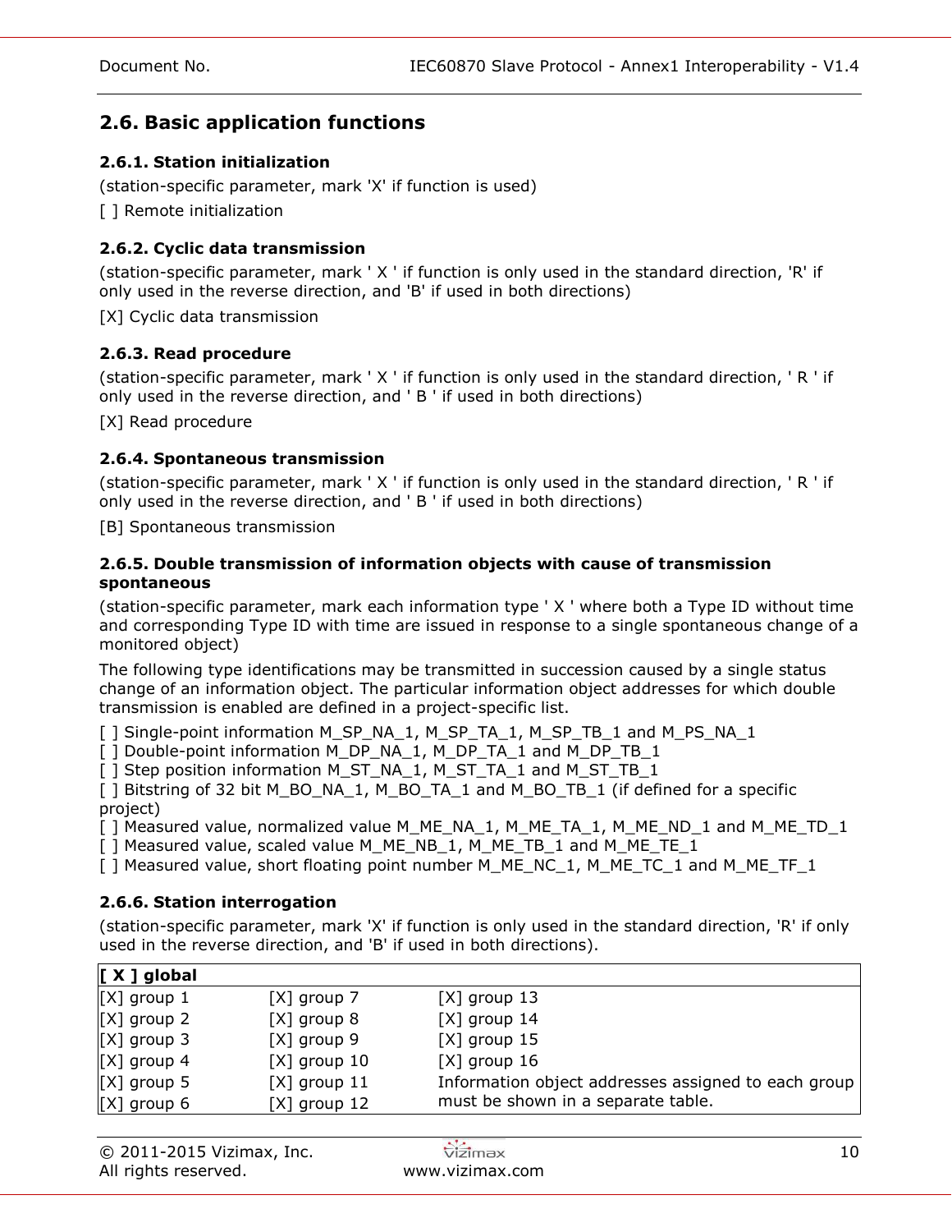## 2.6. Basic application functions

### 2.6.1. Station initialization

(station-specific parameter, mark 'X' if function is used)

[ ] Remote initialization

### 2.6.2. Cyclic data transmission

(station-specific parameter, mark ' X ' if function is only used in the standard direction, 'R' if only used in the reverse direction, and 'B' if used in both directions)

[X] Cyclic data transmission

### 2.6.3. Read procedure

(station-specific parameter, mark ' X ' if function is only used in the standard direction, ' R ' if only used in the reverse direction, and ' B ' if used in both directions)

[X] Read procedure

### 2.6.4. Spontaneous transmission

(station-specific parameter, mark ' X ' if function is only used in the standard direction, ' R ' if only used in the reverse direction, and ' B ' if used in both directions)

[B] Spontaneous transmission

### 2.6.5. Double transmission of information objects with cause of transmission spontaneous

(station-specific parameter, mark each information type ' X ' where both a Type ID without time and corresponding Type ID with time are issued in response to a single spontaneous change of a monitored object)

The following type identifications may be transmitted in succession caused by a single status change of an information object. The particular information object addresses for which double transmission is enabled are defined in a project-specific list.

[ ] Single-point information M_SP_NA_1, M_SP_TA_1, M_SP_TB_1 and M_PS_NA_1
[ ] Double-point information M_DP_NA_1, M_DP_TA_1 and M_DP_TB_1
[ ] Step position information M_ST_NA_1, M_ST_TA_1 and M_ST_TB_1
[ ] Bitstring of 32 bit M_BO_NA_1, M_BO_TA_1 and M_BO_TB_1 (if defined for a specific project)
[ ] Measured value, normalized value M_ME_NA_1, M_ME_TA_1, M_ME_ND_1 and M_ME_TD_1
[ ] Measured value, scaled value M_ME_NB_1, M_ME_TB_1 and M_ME_TE_1
[ ] Measured value, short floating point number M_ME_NC_1, M_ME_TC_1 and M_ME_TF_1

### 2.6.6. Station interrogation

(station-specific parameter, mark 'X' if function is only used in the standard direction, 'R' if only used in the reverse direction, and 'B' if used in both directions).

| **[ X ] global** | | |
|---|---|---|
| [X] group 1 | [X] group 7 | [X] group 13 |
| [X] group 2 | [X] group 8 | [X] group 14 |
| [X] group 3 | [X] group 9 | [X] group 15 |
| [X] group 4 | [X] group 10 | [X] group 16 |
| [X] group 5 | [X] group 11 | Information object addresses assigned to each group must be shown in a separate table. |
| [X] group 6 | [X] group 12 | |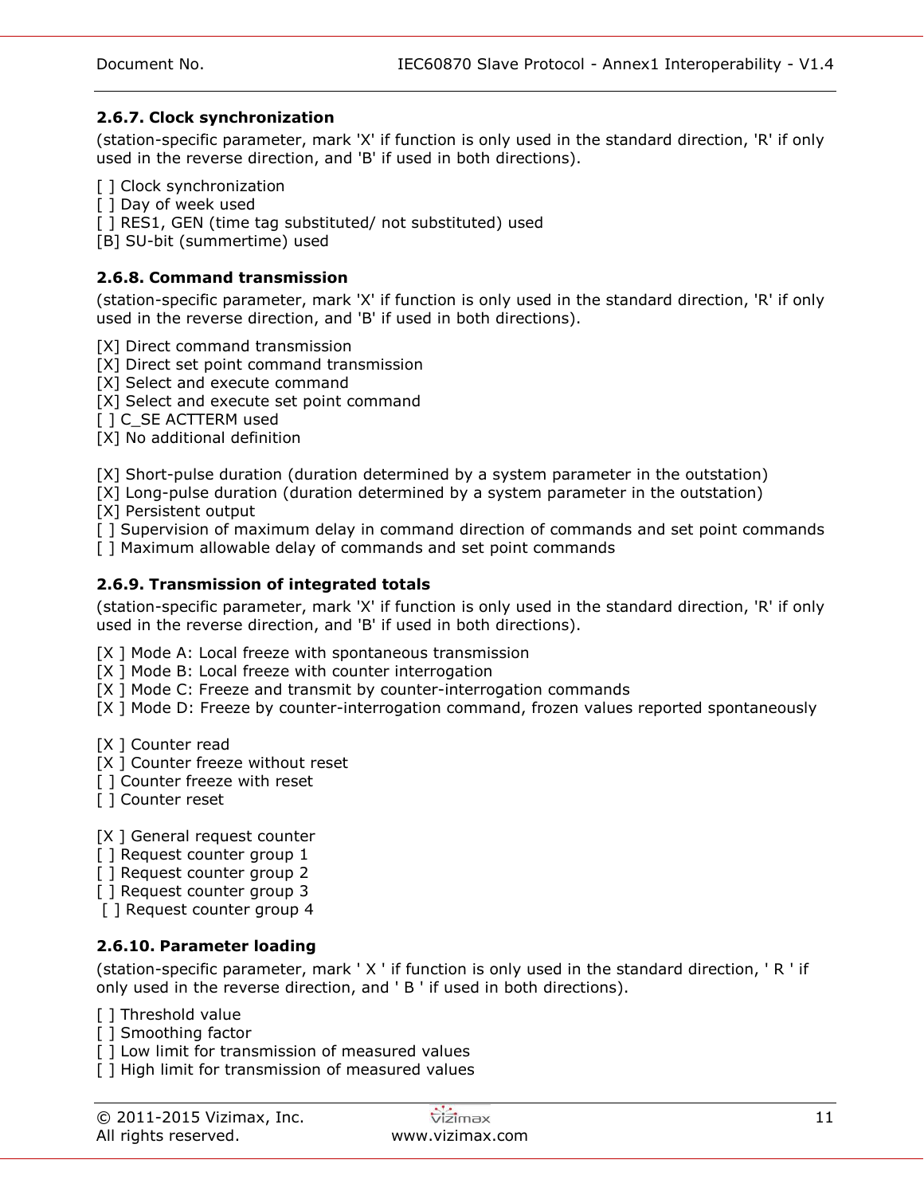### 2.6.7. Clock synchronization

(station-specific parameter, mark 'X' if function is only used in the standard direction, 'R' if only used in the reverse direction, and 'B' if used in both directions).

[ ] Clock synchronization
[ ] Day of week used
[ ] RES1, GEN (time tag substituted/ not substituted) used
[B] SU-bit (summertime) used

### 2.6.8. Command transmission

(station-specific parameter, mark 'X' if function is only used in the standard direction, 'R' if only used in the reverse direction, and 'B' if used in both directions).

[X] Direct command transmission
[X] Direct set point command transmission
[X] Select and execute command
[X] Select and execute set point command
[ ] C_SE ACTTERM used
[X] No additional definition

[X] Short-pulse duration (duration determined by a system parameter in the outstation)
[X] Long-pulse duration (duration determined by a system parameter in the outstation)
[X] Persistent output
[ ] Supervision of maximum delay in command direction of commands and set point commands
[ ] Maximum allowable delay of commands and set point commands

### 2.6.9. Transmission of integrated totals

(station-specific parameter, mark 'X' if function is only used in the standard direction, 'R' if only used in the reverse direction, and 'B' if used in both directions).

[X ] Mode A: Local freeze with spontaneous transmission
[X ] Mode B: Local freeze with counter interrogation
[X ] Mode C: Freeze and transmit by counter-interrogation commands
[X ] Mode D: Freeze by counter-interrogation command, frozen values reported spontaneously

[X ] Counter read
[X ] Counter freeze without reset
[ ] Counter freeze with reset
[ ] Counter reset

[X ] General request counter
[ ] Request counter group 1
[ ] Request counter group 2
[ ] Request counter group 3
[ ] Request counter group 4

### 2.6.10. Parameter loading

(station-specific parameter, mark ' X ' if function is only used in the standard direction, ' R ' if only used in the reverse direction, and ' B ' if used in both directions).

[ ] Threshold value
[ ] Smoothing factor
[ ] Low limit for transmission of measured values
[ ] High limit for transmission of measured values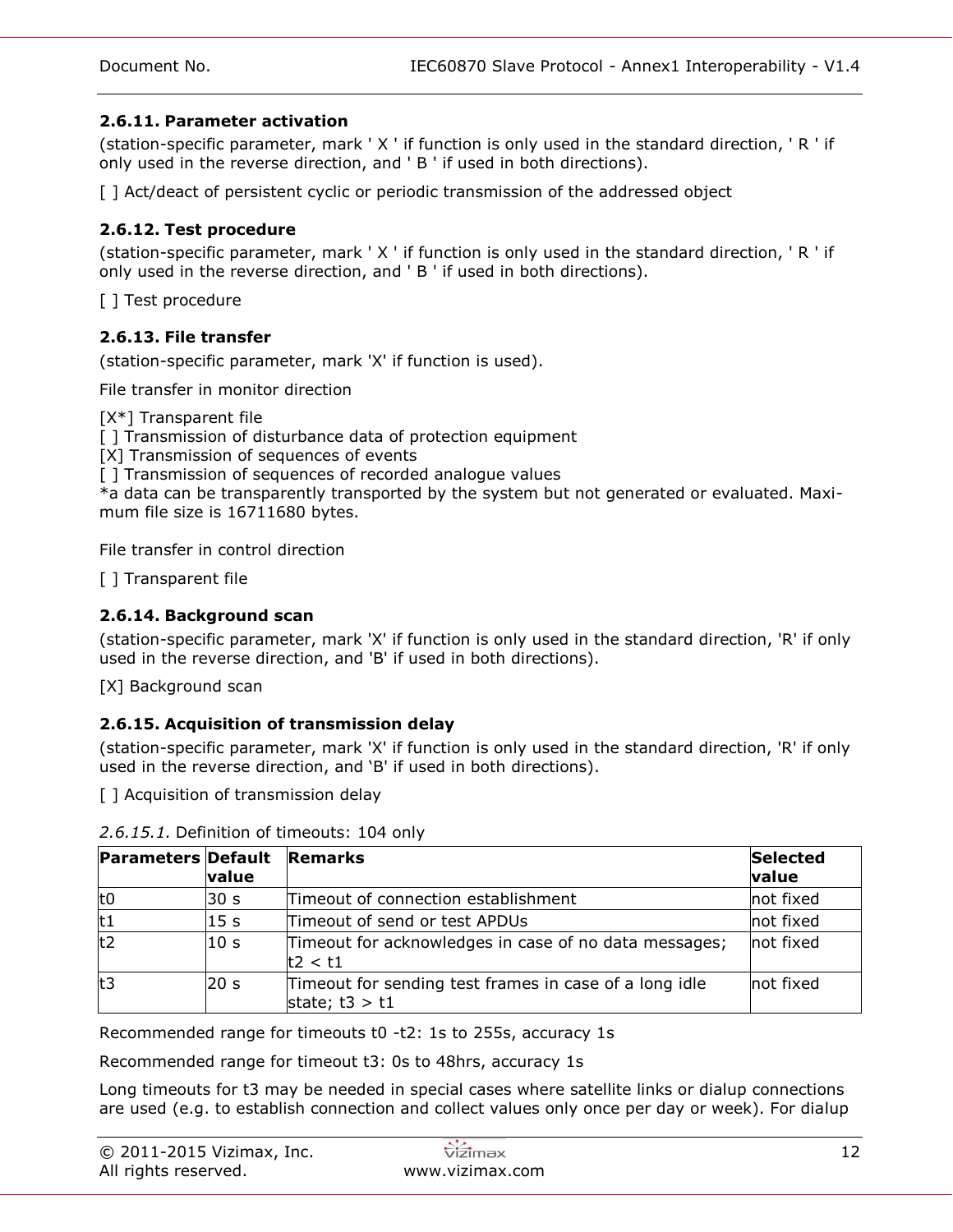#### 2.6.11. Parameter activation

(station-specific parameter, mark ' X ' if function is only used in the standard direction, ' R ' if only used in the reverse direction, and ' B ' if used in both directions).

[ ] Act/deact of persistent cyclic or periodic transmission of the addressed object

#### 2.6.12. Test procedure

(station-specific parameter, mark ' X ' if function is only used in the standard direction, ' R ' if only used in the reverse direction, and ' B ' if used in both directions).

[ ] Test procedure

#### 2.6.13. File transfer

(station-specific parameter, mark 'X' if function is used).

File transfer in monitor direction

[X*] Transparent file
[ ] Transmission of disturbance data of protection equipment
[X] Transmission of sequences of events
[ ] Transmission of sequences of recorded analogue values
*a data can be transparently transported by the system but not generated or evaluated. Maximum file size is 16711680 bytes.

File transfer in control direction

[ ] Transparent file

#### 2.6.14. Background scan

(station-specific parameter, mark 'X' if function is only used in the standard direction, 'R' if only used in the reverse direction, and 'B' if used in both directions).

[X] Background scan

#### 2.6.15. Acquisition of transmission delay

(station-specific parameter, mark 'X' if function is only used in the standard direction, 'R' if only used in the reverse direction, and 'B' if used in both directions).

[ ] Acquisition of transmission delay

*2.6.15.1.* Definition of timeouts: 104 only

| Parameters | Default value | Remarks | Selected value |
|---|---|---|---|
| t0 | 30 s | Timeout of connection establishment | not fixed |
| t1 | 15 s | Timeout of send or test APDUs | not fixed |
| t2 | 10 s | Timeout for acknowledges in case of no data messages; t2 < t1 | not fixed |
| t3 | 20 s | Timeout for sending test frames in case of a long idle state; t3 > t1 | not fixed |

Recommended range for timeouts t0 -t2: 1s to 255s, accuracy 1s

Recommended range for timeout t3: 0s to 48hrs, accuracy 1s

Long timeouts for t3 may be needed in special cases where satellite links or dialup connections are used (e.g. to establish connection and collect values only once per day or week). For dialup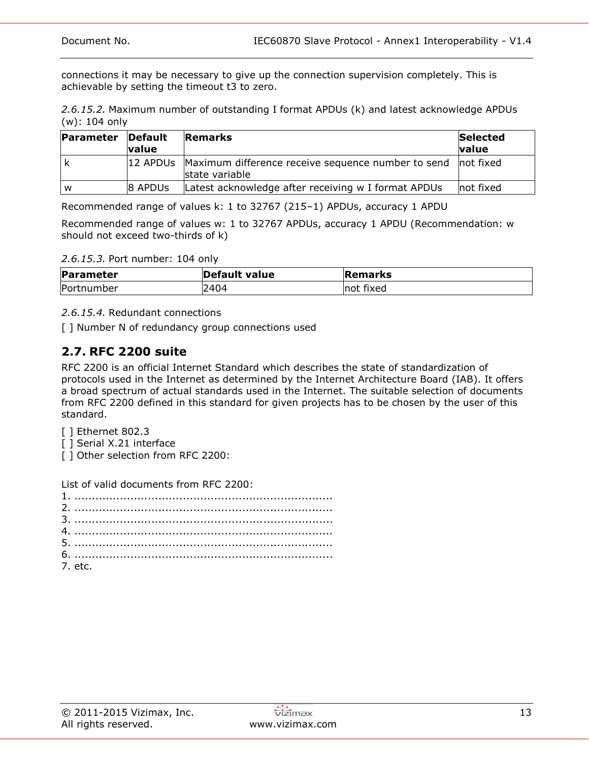connections it may be necessary to give up the connection supervision completely. This is achievable by setting the timeout t3 to zero.

*2.6.15.2.* Maximum number of outstanding I format APDUs (k) and latest acknowledge APDUs (w): 104 only

| **Parameter** | **Default value** | **Remarks** | **Selected value** |
|---|---|---|---|
| k | 12 APDUs | Maximum difference receive sequence number to send state variable | not fixed |
| w | 8 APDUs | Latest acknowledge after receiving w I format APDUs | not fixed |

Recommended range of values k: 1 to 32767 ($2^{15}$–1) APDUs, accuracy 1 APDU

Recommended range of values w: 1 to 32767 APDUs, accuracy 1 APDU (Recommendation: w should not exceed two-thirds of k)

*2.6.15.3.* Port number: 104 only

| **Parameter** | **Default value** | **Remarks** |
|---|---|---|
| Portnumber | 2404 | not fixed |

*2.6.15.4.* Redundant connections

[ ] Number N of redundancy group connections used

## 2.7. RFC 2200 suite

RFC 2200 is an official Internet Standard which describes the state of standardization of protocols used in the Internet as determined by the Internet Architecture Board (IAB). It offers a broad spectrum of actual standards used in the Internet. The suitable selection of documents from RFC 2200 defined in this standard for given projects has to be chosen by the user of this standard.

[ ] Ethernet 802.3
[ ] Serial X.21 interface
[ ] Other selection from RFC 2200:

List of valid documents from RFC 2200:
1. .........................................................................
2. .........................................................................
3. .........................................................................
4. .........................................................................
5. .........................................................................
6. .........................................................................
7. etc.